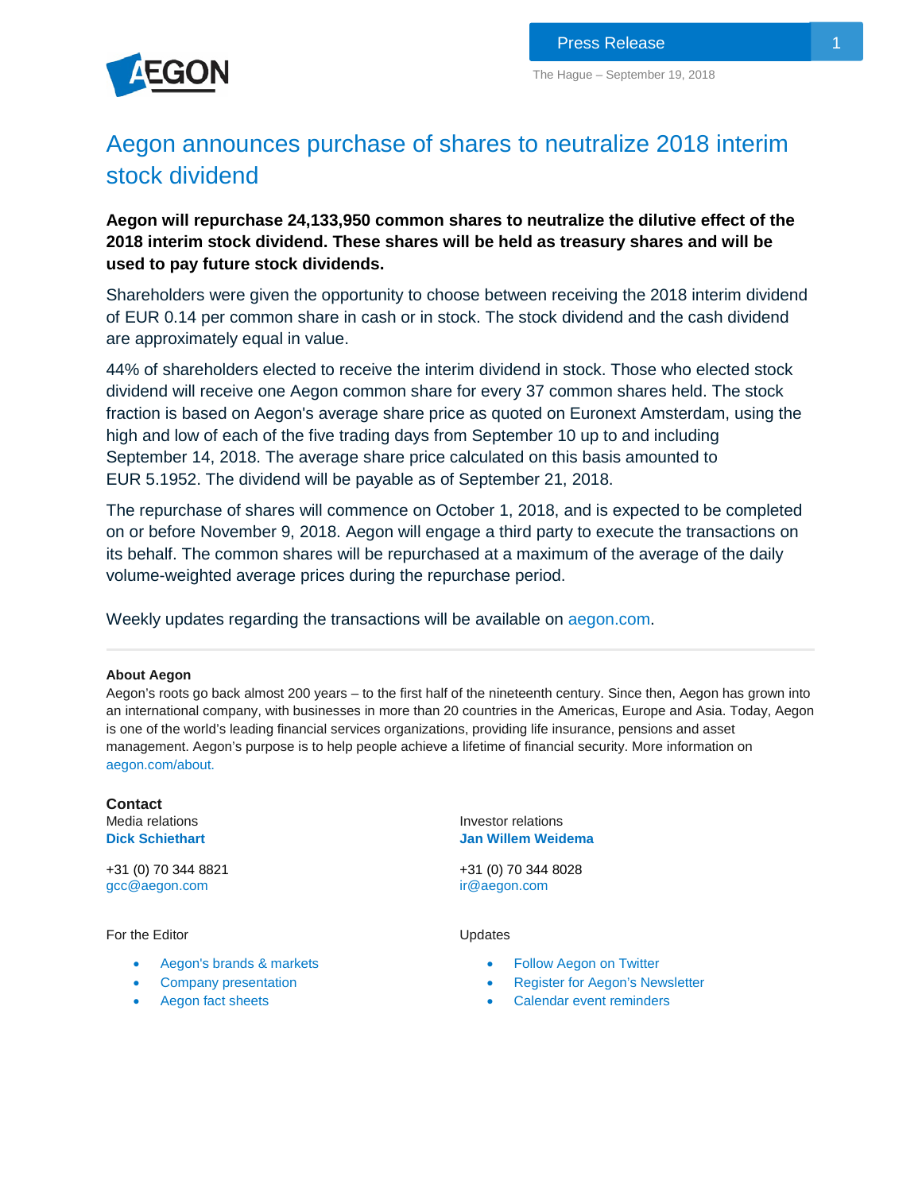Press Release

The Hague – September 19, 2018

# Aegon announces purchase of shares to neutralize 2018 interim stock dividend

**Aegon will repurchase 24,133,950 common shares to neutralize the dilutive effect of the 2018 interim stock dividend. These shares will be held as treasury shares and will be used to pay future stock dividends.**

Shareholders were given the opportunity to choose between receiving the 2018 interim dividend of EUR 0.14 per common share in cash or in stock. The stock dividend and the cash dividend are approximately equal in value.

44% of shareholders elected to receive the interim dividend in stock. Those who elected stock dividend will receive one Aegon common share for every 37 common shares held. The stock fraction is based on Aegon's average share price as quoted on Euronext Amsterdam, using the high and low of each of the five trading days from September 10 up to and including September 14, 2018. The average share price calculated on this basis amounted to EUR 5.1952. The dividend will be payable as of September 21, 2018.

The repurchase of shares will commence on October 1, 2018, and is expected to be completed on or before November 9, 2018. Aegon will engage a third party to execute the transactions on its behalf. The common shares will be repurchased at a maximum of the average of the daily volume-weighted average prices during the repurchase period.

Weekly updates regarding the transactions will be available on aegon.com.

---

**About Aegon**

Aegon's roots go back almost 200 years – to the first half of the nineteenth century. Since then, Aegon has grown into an international company, with businesses in more than 20 countries in the Americas, Europe and Asia. Today, Aegon is one of the world's leading financial services organizations, providing life insurance, pensions and asset management. Aegon's purpose is to help people achieve a lifetime of financial security. More information on aegon.com/about.

**Contact**

Media relations
**Dick Schiethart**

+31 (0) 70 344 8821
gcc@aegon.com

Investor relations
**Jan Willem Weidema**

+31 (0) 70 344 8028
ir@aegon.com

For the Editor

- Aegon's brands & markets
- Company presentation
- Aegon fact sheets

Updates

- Follow Aegon on Twitter
- Register for Aegon's Newsletter
- Calendar event reminders